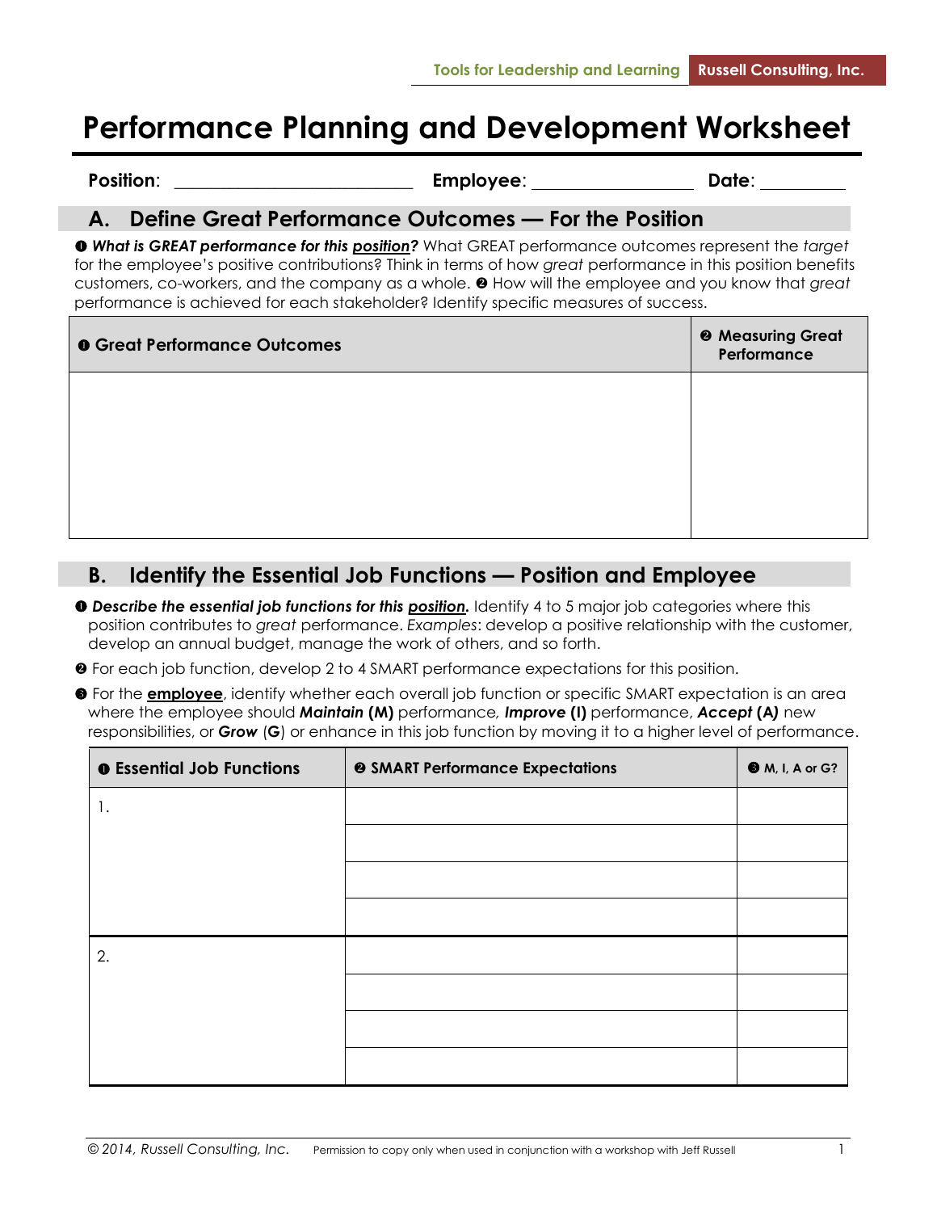# Performance Planning and Development Worksheet

**Position**: ________________________ **Employee**: ________________ **Date**: _________

## A. Define Great Performance Outcomes — For the Position

❶ ***What is GREAT performance for this position?*** What GREAT performance outcomes represent the *target* for the employee's positive contributions? Think in terms of how *great* performance in this position benefits customers, co-workers, and the company as a whole. ❷ How will the employee and you know that *great* performance is achieved for each stakeholder? Identify specific measures of success.

| ❶ Great Performance Outcomes | ❷ Measuring Great Performance |
|---|---|
| | |

## B. Identify the Essential Job Functions — Position and Employee

- ❶ ***Describe the essential job functions for this position.*** Identify 4 to 5 major job categories where this position contributes to *great* performance. *Examples*: develop a positive relationship with the customer, develop an annual budget, manage the work of others, and so forth.
- ❷ For each job function, develop 2 to 4 SMART performance expectations for this position.
- ❸ For the **employee**, identify whether each overall job function or specific SMART expectation is an area where the employee should ***Maintain*** **(M)** performance, ***Improve*** **(I)** performance, ***Accept*** **(A)** new responsibilities, or ***Grow*** (**G**) or enhance in this job function by moving it to a higher level of performance.

| ❶ Essential Job Functions | ❷ SMART Performance Expectations | ❸ M, I, A or G? |
|---|---|---|
| 1. | | |
| | | |
| | | |
| | | |
| 2. | | |
| | | |
| | | |
| | | |

© 2014, Russell Consulting, Inc. Permission to copy only when used in conjunction with a workshop with Jeff Russell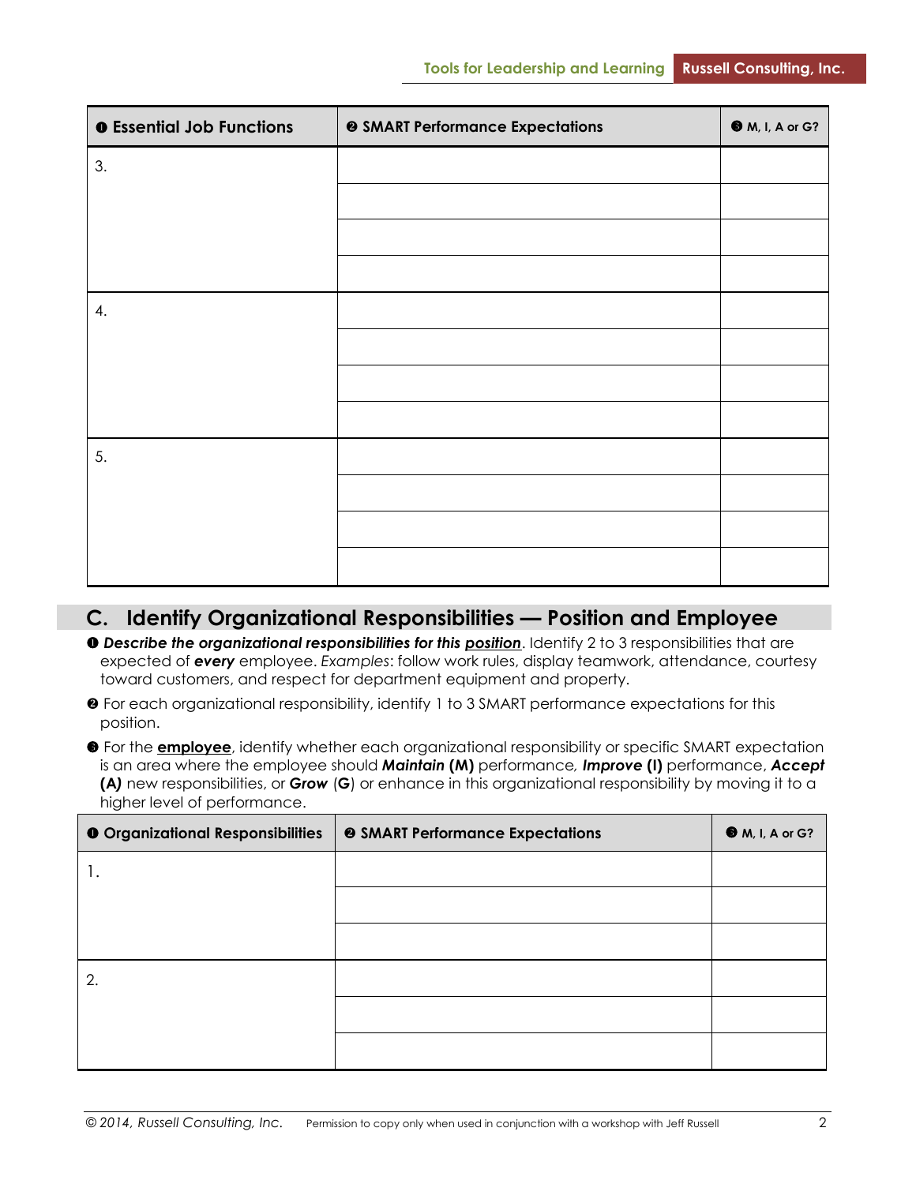| ❶ Essential Job Functions | ❷ SMART Performance Expectations | ❸ M, I, A or G? |
|---|---|---|
| 3. | | |
| | | |
| | | |
| | | |
| 4. | | |
| | | |
| | | |
| | | |
| 5. | | |
| | | |
| | | |
| | | |

## C. Identify Organizational Responsibilities — Position and Employee

❶ ***Describe the organizational responsibilities for this position***. Identify 2 to 3 responsibilities that are expected of ***every*** employee. *Examples*: follow work rules, display teamwork, attendance, courtesy toward customers, and respect for department equipment and property.

❷ For each organizational responsibility, identify 1 to 3 SMART performance expectations for this position.

❸ For the **employee**, identify whether each organizational responsibility or specific SMART expectation is an area where the employee should ***Maintain* (M)** performance, ***Improve* (I)** performance, ***Accept* (A)** new responsibilities, or ***Grow*** (**G**) or enhance in this organizational responsibility by moving it to a higher level of performance.

| ❶ Organizational Responsibilities | ❷ SMART Performance Expectations | ❸ M, I, A or G? |
|---|---|---|
| 1. | | |
| | | |
| | | |
| 2. | | |
| | | |
| | | |

© 2014, Russell Consulting, Inc. Permission to copy only when used in conjunction with a workshop with Jeff Russell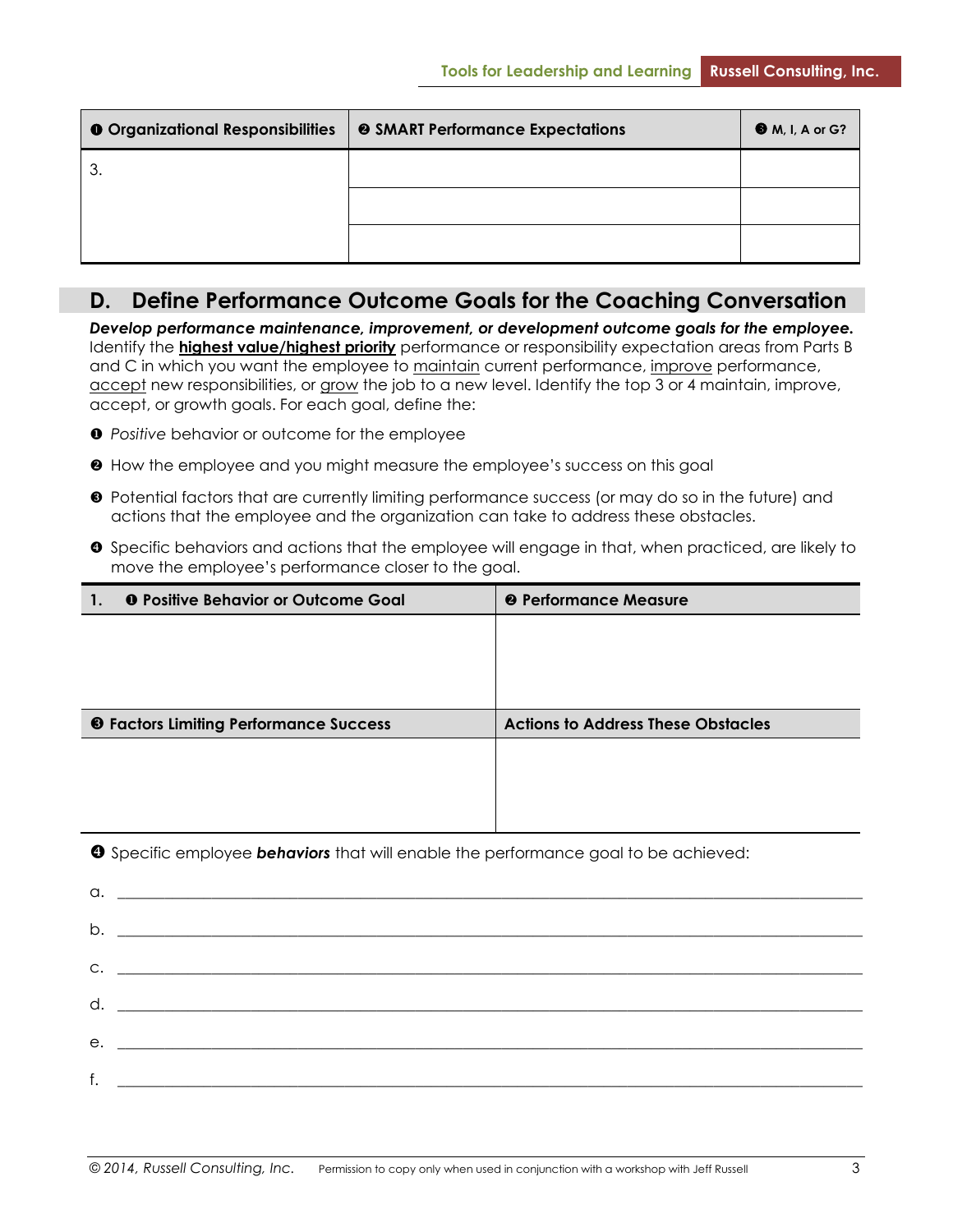| ❶ Organizational Responsibilities | ❷ SMART Performance Expectations | ❸ M, I, A or G? |
|---|---|---|
| 3. | | |
| | | |
| | | |

## D. Define Performance Outcome Goals for the Coaching Conversation

***Develop performance maintenance, improvement, or development outcome goals for the employee.*** Identify the **highest value/highest priority** performance or responsibility expectation areas from Parts B and C in which you want the employee to maintain current performance, improve performance, accept new responsibilities, or grow the job to a new level. Identify the top 3 or 4 maintain, improve, accept, or growth goals. For each goal, define the:

❶ *Positive* behavior or outcome for the employee

❷ How the employee and you might measure the employee's success on this goal

❸ Potential factors that are currently limiting performance success (or may do so in the future) and actions that the employee and the organization can take to address these obstacles.

❹ Specific behaviors and actions that the employee will engage in that, when practiced, are likely to move the employee's performance closer to the goal.

| 1. ❶ Positive Behavior or Outcome Goal | ❷ Performance Measure |
|---|---|
| | |
| **❸ Factors Limiting Performance Success** | **Actions to Address These Obstacles** |
| | |

❹ Specific employee ***behaviors*** that will enable the performance goal to be achieved:

a. ______________________________

b. ______________________________

c. ______________________________

d. ______________________________

e. ______________________________

f. ______________________________

© 2014, Russell Consulting, Inc. Permission to copy only when used in conjunction with a workshop with Jeff Russell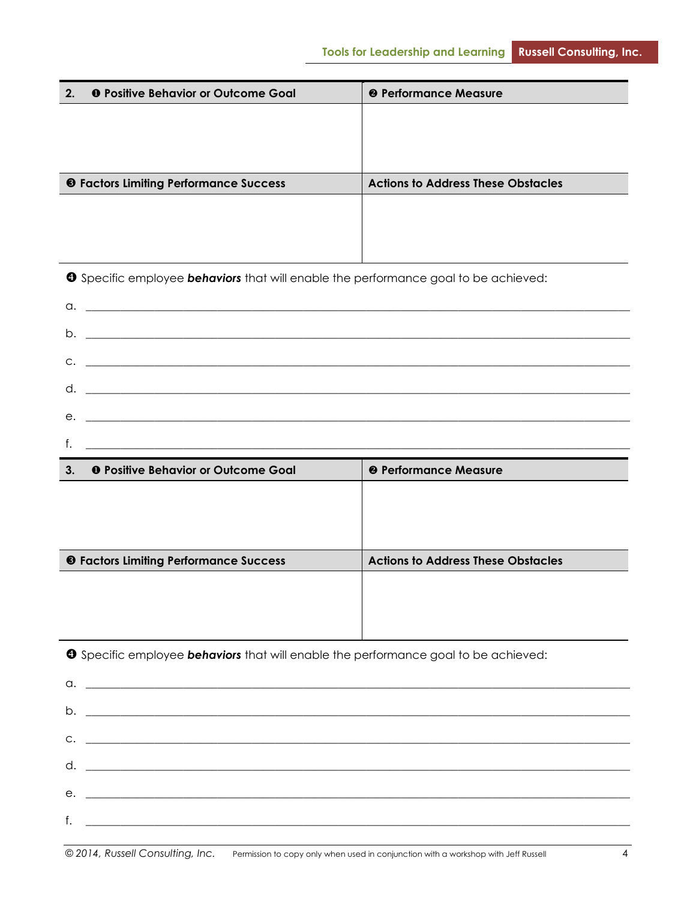| 2. ❶ Positive Behavior or Outcome Goal | ❷ Performance Measure |
|---|---|
| | |
| **❸ Factors Limiting Performance Success** | **Actions to Address These Obstacles** |
| | |

❹ Specific employee ***behaviors*** that will enable the performance goal to be achieved:

a. ____________________________________________

b. ____________________________________________

c. ____________________________________________

d. ____________________________________________

e. ____________________________________________

f. ____________________________________________

| 3. ❶ Positive Behavior or Outcome Goal | ❷ Performance Measure |
|---|---|
| | |
| **❸ Factors Limiting Performance Success** | **Actions to Address These Obstacles** |
| | |

❹ Specific employee ***behaviors*** that will enable the performance goal to be achieved:

a. ____________________________________________

b. ____________________________________________

c. ____________________________________________

d. ____________________________________________

e. ____________________________________________

f. ____________________________________________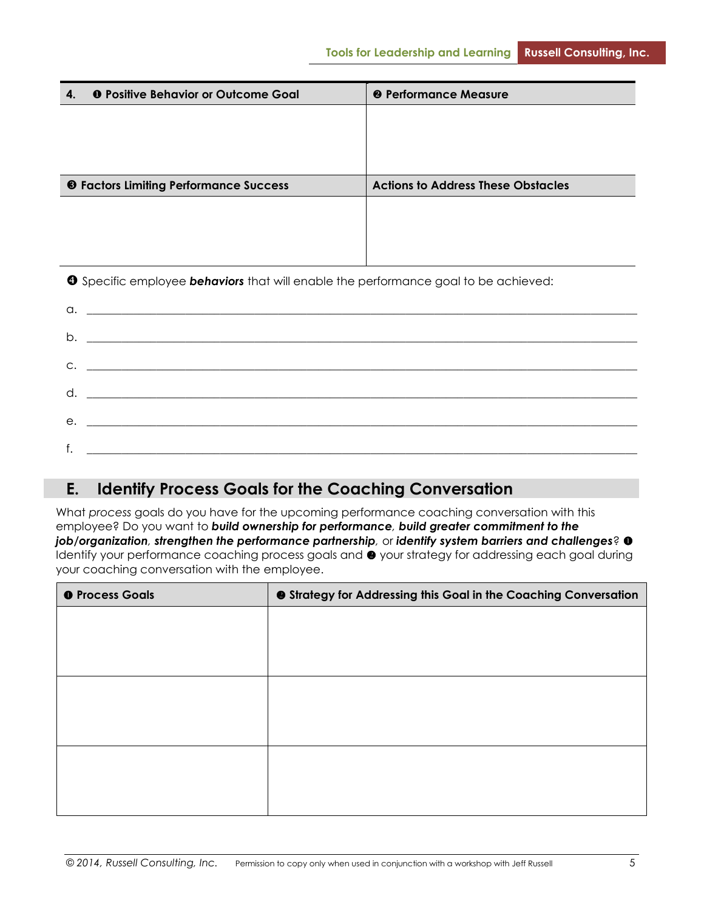| 4. ❶ Positive Behavior or Outcome Goal | ❷ Performance Measure |
|---|---|
| | |
| **❸ Factors Limiting Performance Success** | **Actions to Address These Obstacles** |
| | |

❹ Specific employee ***behaviors*** that will enable the performance goal to be achieved:

a. ______________________________________________

b. ______________________________________________

c. ______________________________________________

d. ______________________________________________

e. ______________________________________________

f. ______________________________________________

## E. Identify Process Goals for the Coaching Conversation

What *process* goals do you have for the upcoming performance coaching conversation with this employee? Do you want to ***build ownership for performance***, ***build greater commitment to the job/organization***, ***strengthen the performance partnership***, or ***identify system barriers and challenges***? ❶ Identify your performance coaching process goals and ❷ your strategy for addressing each goal during your coaching conversation with the employee.

| ❶ Process Goals | ❷ Strategy for Addressing this Goal in the Coaching Conversation |
|---|---|
| | |
| | |
| | |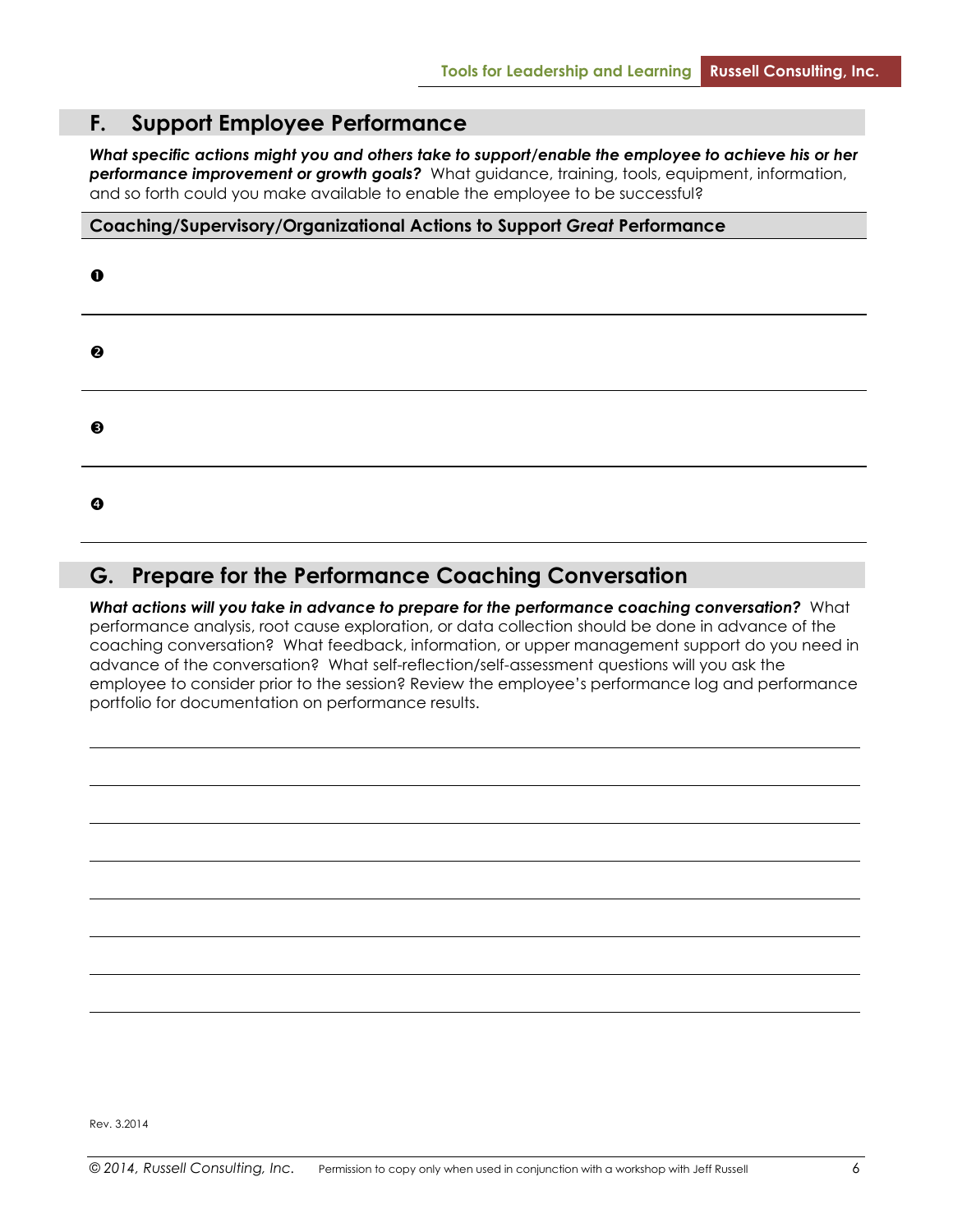## F. Support Employee Performance

***What specific actions might you and others take to support/enable the employee to achieve his or her performance improvement or growth goals?*** What guidance, training, tools, equipment, information, and so forth could you make available to enable the employee to be successful?

**Coaching/Supervisory/Organizational Actions to Support *Great* Performance**

❶

❷

❸

❹

## G. Prepare for the Performance Coaching Conversation

***What actions will you take in advance to prepare for the performance coaching conversation?*** What performance analysis, root cause exploration, or data collection should be done in advance of the coaching conversation? What feedback, information, or upper management support do you need in advance of the conversation? What self-reflection/self-assessment questions will you ask the employee to consider prior to the session? Review the employee's performance log and performance portfolio for documentation on performance results.

Rev. 3.2014

*© 2014, Russell Consulting, Inc.* Permission to copy only when used in conjunction with a workshop with Jeff Russell